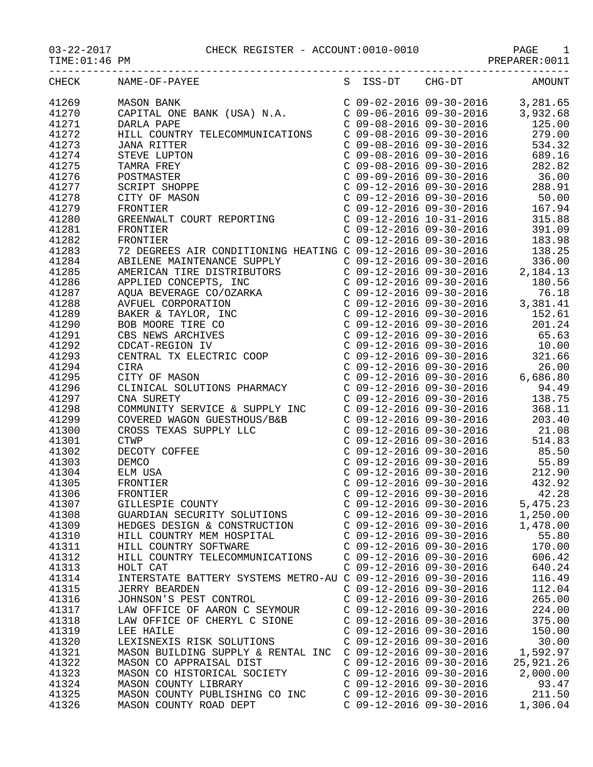03-22-2017 CHECK REGISTER - ACCOUNT:0010-0010

TIME:01:46 PM PREPARER:0011

| CHECK | NAME-OF-PAYEE | S | ISS-DT | CHG-DT | AMOUNT |
|---|---|---|---|---|---|
| 41269 | MASON BANK | C | 09-02-2016 | 09-30-2016 | 3,281.65 |
| 41270 | CAPITAL ONE BANK (USA) N.A. | C | 09-06-2016 | 09-30-2016 | 3,932.68 |
| 41271 | DARLA PAPE | C | 09-08-2016 | 09-30-2016 | 125.00 |
| 41272 | HILL COUNTRY TELECOMMUNICATIONS | C | 09-08-2016 | 09-30-2016 | 279.00 |
| 41273 | JANA RITTER | C | 09-08-2016 | 09-30-2016 | 534.32 |
| 41274 | STEVE LUPTON | C | 09-08-2016 | 09-30-2016 | 689.16 |
| 41275 | TAMRA FREY | C | 09-08-2016 | 09-30-2016 | 282.82 |
| 41276 | POSTMASTER | C | 09-09-2016 | 09-30-2016 | 36.00 |
| 41277 | SCRIPT SHOPPE | C | 09-12-2016 | 09-30-2016 | 288.91 |
| 41278 | CITY OF MASON | C | 09-12-2016 | 09-30-2016 | 50.00 |
| 41279 | FRONTIER | C | 09-12-2016 | 09-30-2016 | 167.94 |
| 41280 | GREENWALT COURT REPORTING | C | 09-12-2016 | 10-31-2016 | 315.88 |
| 41281 | FRONTIER | C | 09-12-2016 | 09-30-2016 | 391.09 |
| 41282 | FRONTIER | C | 09-12-2016 | 09-30-2016 | 183.98 |
| 41283 | 72 DEGREES AIR CONDITIONING HEATING | C | 09-12-2016 | 09-30-2016 | 138.25 |
| 41284 | ABILENE MAINTENANCE SUPPLY | C | 09-12-2016 | 09-30-2016 | 336.00 |
| 41285 | AMERICAN TIRE DISTRIBUTORS | C | 09-12-2016 | 09-30-2016 | 2,184.13 |
| 41286 | APPLIED CONCEPTS, INC | C | 09-12-2016 | 09-30-2016 | 180.56 |
| 41287 | AQUA BEVERAGE CO/OZARKA | C | 09-12-2016 | 09-30-2016 | 76.18 |
| 41288 | AVFUEL CORPORATION | C | 09-12-2016 | 09-30-2016 | 3,381.41 |
| 41289 | BAKER & TAYLOR, INC | C | 09-12-2016 | 09-30-2016 | 152.61 |
| 41290 | BOB MOORE TIRE CO | C | 09-12-2016 | 09-30-2016 | 201.24 |
| 41291 | CBS NEWS ARCHIVES | C | 09-12-2016 | 09-30-2016 | 65.63 |
| 41292 | CDCAT-REGION IV | C | 09-12-2016 | 09-30-2016 | 10.00 |
| 41293 | CENTRAL TX ELECTRIC COOP | C | 09-12-2016 | 09-30-2016 | 321.66 |
| 41294 | CIRA | C | 09-12-2016 | 09-30-2016 | 26.00 |
| 41295 | CITY OF MASON | C | 09-12-2016 | 09-30-2016 | 6,686.80 |
| 41296 | CLINICAL SOLUTIONS PHARMACY | C | 09-12-2016 | 09-30-2016 | 94.49 |
| 41297 | CNA SURETY | C | 09-12-2016 | 09-30-2016 | 138.75 |
| 41298 | COMMUNITY SERVICE & SUPPLY INC | C | 09-12-2016 | 09-30-2016 | 368.11 |
| 41299 | COVERED WAGON GUESTHOUS/B&B | C | 09-12-2016 | 09-30-2016 | 203.40 |
| 41300 | CROSS TEXAS SUPPLY LLC | C | 09-12-2016 | 09-30-2016 | 21.08 |
| 41301 | CTWP | C | 09-12-2016 | 09-30-2016 | 514.83 |
| 41302 | DECOTY COFFEE | C | 09-12-2016 | 09-30-2016 | 85.50 |
| 41303 | DEMCO | C | 09-12-2016 | 09-30-2016 | 55.89 |
| 41304 | ELM USA | C | 09-12-2016 | 09-30-2016 | 212.90 |
| 41305 | FRONTIER | C | 09-12-2016 | 09-30-2016 | 432.92 |
| 41306 | FRONTIER | C | 09-12-2016 | 09-30-2016 | 42.28 |
| 41307 | GILLESPIE COUNTY | C | 09-12-2016 | 09-30-2016 | 5,475.23 |
| 41308 | GUARDIAN SECURITY SOLUTIONS | C | 09-12-2016 | 09-30-2016 | 1,250.00 |
| 41309 | HEDGES DESIGN & CONSTRUCTION | C | 09-12-2016 | 09-30-2016 | 1,478.00 |
| 41310 | HILL COUNTRY MEM HOSPITAL | C | 09-12-2016 | 09-30-2016 | 55.80 |
| 41311 | HILL COUNTRY SOFTWARE | C | 09-12-2016 | 09-30-2016 | 170.00 |
| 41312 | HILL COUNTRY TELECOMMUNICATIONS | C | 09-12-2016 | 09-30-2016 | 606.42 |
| 41313 | HOLT CAT | C | 09-12-2016 | 09-30-2016 | 640.24 |
| 41314 | INTERSTATE BATTERY SYSTEMS METRO-AU | C | 09-12-2016 | 09-30-2016 | 116.49 |
| 41315 | JERRY BEARDEN | C | 09-12-2016 | 09-30-2016 | 112.04 |
| 41316 | JOHNSON'S PEST CONTROL | C | 09-12-2016 | 09-30-2016 | 265.00 |
| 41317 | LAW OFFICE OF AARON C SEYMOUR | C | 09-12-2016 | 09-30-2016 | 224.00 |
| 41318 | LAW OFFICE OF CHERYL C SIONE | C | 09-12-2016 | 09-30-2016 | 375.00 |
| 41319 | LEE HAILE | C | 09-12-2016 | 09-30-2016 | 150.00 |
| 41320 | LEXISNEXIS RISK SOLUTIONS | C | 09-12-2016 | 09-30-2016 | 30.00 |
| 41321 | MASON BUILDING SUPPLY & RENTAL INC | C | 09-12-2016 | 09-30-2016 | 1,592.97 |
| 41322 | MASON CO APPRAISAL DIST | C | 09-12-2016 | 09-30-2016 | 25,921.26 |
| 41323 | MASON CO HISTORICAL SOCIETY | C | 09-12-2016 | 09-30-2016 | 2,000.00 |
| 41324 | MASON COUNTY LIBRARY | C | 09-12-2016 | 09-30-2016 | 93.47 |
| 41325 | MASON COUNTY PUBLISHING CO INC | C | 09-12-2016 | 09-30-2016 | 211.50 |
| 41326 | MASON COUNTY ROAD DEPT | C | 09-12-2016 | 09-30-2016 | 1,306.04 |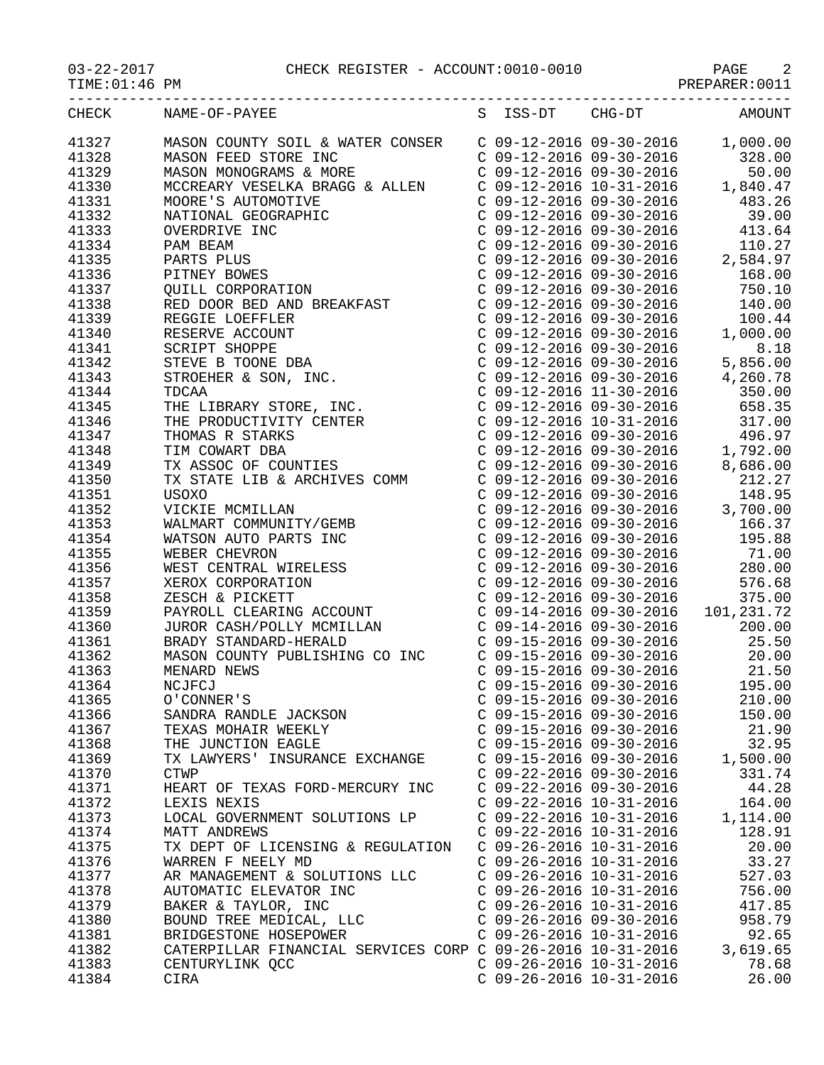CHECK REGISTER - ACCOUNT:0010-0010

03-22-2017
TIME:01:46 PM
PREPARER:0011

| CHECK | NAME-OF-PAYEE | S | ISS-DT | CHG-DT | AMOUNT |
|---|---|---|---|---|---|
| 41327 | MASON COUNTY SOIL & WATER CONSER | C | 09-12-2016 | 09-30-2016 | 1,000.00 |
| 41328 | MASON FEED STORE INC | C | 09-12-2016 | 09-30-2016 | 328.00 |
| 41329 | MASON MONOGRAMS & MORE | C | 09-12-2016 | 09-30-2016 | 50.00 |
| 41330 | MCCREARY VESELKA BRAGG & ALLEN | C | 09-12-2016 | 10-31-2016 | 1,840.47 |
| 41331 | MOORE'S AUTOMOTIVE | C | 09-12-2016 | 09-30-2016 | 483.26 |
| 41332 | NATIONAL GEOGRAPHIC | C | 09-12-2016 | 09-30-2016 | 39.00 |
| 41333 | OVERDRIVE INC | C | 09-12-2016 | 09-30-2016 | 413.64 |
| 41334 | PAM BEAM | C | 09-12-2016 | 09-30-2016 | 110.27 |
| 41335 | PARTS PLUS | C | 09-12-2016 | 09-30-2016 | 2,584.97 |
| 41336 | PITNEY BOWES | C | 09-12-2016 | 09-30-2016 | 168.00 |
| 41337 | QUILL CORPORATION | C | 09-12-2016 | 09-30-2016 | 750.10 |
| 41338 | RED DOOR BED AND BREAKFAST | C | 09-12-2016 | 09-30-2016 | 140.00 |
| 41339 | REGGIE LOEFFLER | C | 09-12-2016 | 09-30-2016 | 100.44 |
| 41340 | RESERVE ACCOUNT | C | 09-12-2016 | 09-30-2016 | 1,000.00 |
| 41341 | SCRIPT SHOPPE | C | 09-12-2016 | 09-30-2016 | 8.18 |
| 41342 | STEVE B TOONE DBA | C | 09-12-2016 | 09-30-2016 | 5,856.00 |
| 41343 | STROEHER & SON, INC. | C | 09-12-2016 | 09-30-2016 | 4,260.78 |
| 41344 | TDCAA | C | 09-12-2016 | 11-30-2016 | 350.00 |
| 41345 | THE LIBRARY STORE, INC. | C | 09-12-2016 | 09-30-2016 | 658.35 |
| 41346 | THE PRODUCTIVITY CENTER | C | 09-12-2016 | 10-31-2016 | 317.00 |
| 41347 | THOMAS R STARKS | C | 09-12-2016 | 09-30-2016 | 496.97 |
| 41348 | TIM COWART DBA | C | 09-12-2016 | 09-30-2016 | 1,792.00 |
| 41349 | TX ASSOC OF COUNTIES | C | 09-12-2016 | 09-30-2016 | 8,686.00 |
| 41350 | TX STATE LIB & ARCHIVES COMM | C | 09-12-2016 | 09-30-2016 | 212.27 |
| 41351 | USOXO | C | 09-12-2016 | 09-30-2016 | 148.95 |
| 41352 | VICKIE MCMILLAN | C | 09-12-2016 | 09-30-2016 | 3,700.00 |
| 41353 | WALMART COMMUNITY/GEMB | C | 09-12-2016 | 09-30-2016 | 166.37 |
| 41354 | WATSON AUTO PARTS INC | C | 09-12-2016 | 09-30-2016 | 195.88 |
| 41355 | WEBER CHEVRON | C | 09-12-2016 | 09-30-2016 | 71.00 |
| 41356 | WEST CENTRAL WIRELESS | C | 09-12-2016 | 09-30-2016 | 280.00 |
| 41357 | XEROX CORPORATION | C | 09-12-2016 | 09-30-2016 | 576.68 |
| 41358 | ZESCH & PICKETT | C | 09-12-2016 | 09-30-2016 | 375.00 |
| 41359 | PAYROLL CLEARING ACCOUNT | C | 09-14-2016 | 09-30-2016 | 101,231.72 |
| 41360 | JUROR CASH/POLLY MCMILLAN | C | 09-14-2016 | 09-30-2016 | 200.00 |
| 41361 | BRADY STANDARD-HERALD | C | 09-15-2016 | 09-30-2016 | 25.50 |
| 41362 | MASON COUNTY PUBLISHING CO INC | C | 09-15-2016 | 09-30-2016 | 20.00 |
| 41363 | MENARD NEWS | C | 09-15-2016 | 09-30-2016 | 21.50 |
| 41364 | NCJFCJ | C | 09-15-2016 | 09-30-2016 | 195.00 |
| 41365 | O'CONNER'S | C | 09-15-2016 | 09-30-2016 | 210.00 |
| 41366 | SANDRA RANDLE JACKSON | C | 09-15-2016 | 09-30-2016 | 150.00 |
| 41367 | TEXAS MOHAIR WEEKLY | C | 09-15-2016 | 09-30-2016 | 21.90 |
| 41368 | THE JUNCTION EAGLE | C | 09-15-2016 | 09-30-2016 | 32.95 |
| 41369 | TX LAWYERS' INSURANCE EXCHANGE | C | 09-15-2016 | 09-30-2016 | 1,500.00 |
| 41370 | CTWP | C | 09-22-2016 | 09-30-2016 | 331.74 |
| 41371 | HEART OF TEXAS FORD-MERCURY INC | C | 09-22-2016 | 09-30-2016 | 44.28 |
| 41372 | LEXIS NEXIS | C | 09-22-2016 | 10-31-2016 | 164.00 |
| 41373 | LOCAL GOVERNMENT SOLUTIONS LP | C | 09-22-2016 | 10-31-2016 | 1,114.00 |
| 41374 | MATT ANDREWS | C | 09-22-2016 | 10-31-2016 | 128.91 |
| 41375 | TX DEPT OF LICENSING & REGULATION | C | 09-26-2016 | 10-31-2016 | 20.00 |
| 41376 | WARREN F NEELY MD | C | 09-26-2016 | 10-31-2016 | 33.27 |
| 41377 | AR MANAGEMENT & SOLUTIONS LLC | C | 09-26-2016 | 10-31-2016 | 527.03 |
| 41378 | AUTOMATIC ELEVATOR INC | C | 09-26-2016 | 10-31-2016 | 756.00 |
| 41379 | BAKER & TAYLOR, INC | C | 09-26-2016 | 10-31-2016 | 417.85 |
| 41380 | BOUND TREE MEDICAL, LLC | C | 09-26-2016 | 09-30-2016 | 958.79 |
| 41381 | BRIDGESTONE HOSEPOWER | C | 09-26-2016 | 10-31-2016 | 92.65 |
| 41382 | CATERPILLAR FINANCIAL SERVICES CORP | C | 09-26-2016 | 10-31-2016 | 3,619.65 |
| 41383 | CENTURYLINK QCC | C | 09-26-2016 | 10-31-2016 | 78.68 |
| 41384 | CIRA | C | 09-26-2016 | 10-31-2016 | 26.00 |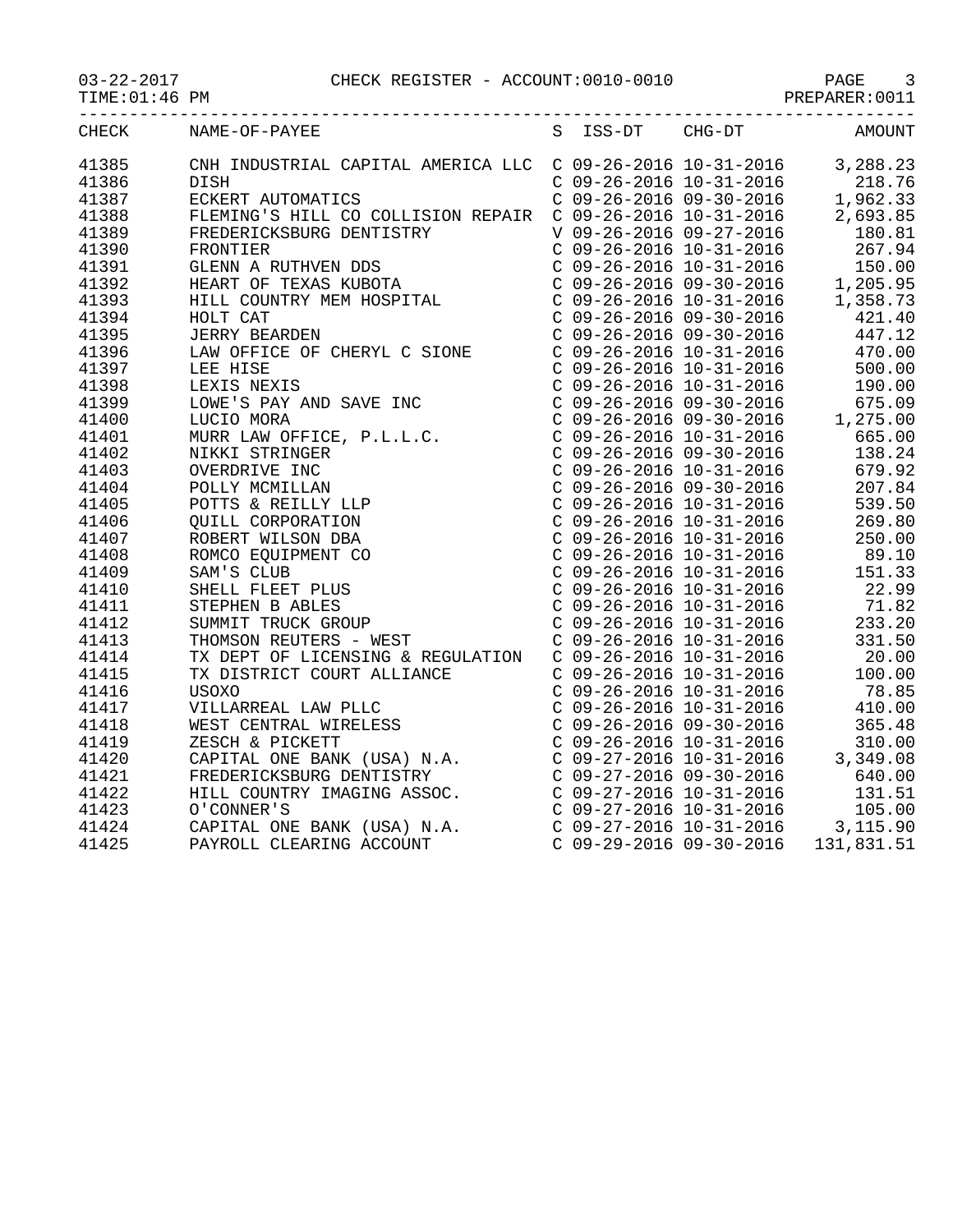03-22-2017 CHECK REGISTER - ACCOUNT:0010-0010

TIME:01:46 PM PREPARER:0011

| CHECK | NAME-OF-PAYEE | S | ISS-DT | CHG-DT | AMOUNT |
|---|---|---|---|---|---|
| 41385 | CNH INDUSTRIAL CAPITAL AMERICA LLC | C | 09-26-2016 | 10-31-2016 | 3,288.23 |
| 41386 | DISH | C | 09-26-2016 | 10-31-2016 | 218.76 |
| 41387 | ECKERT AUTOMATICS | C | 09-26-2016 | 09-30-2016 | 1,962.33 |
| 41388 | FLEMING'S HILL CO COLLISION REPAIR | C | 09-26-2016 | 10-31-2016 | 2,693.85 |
| 41389 | FREDERICKSBURG DENTISTRY | V | 09-26-2016 | 09-27-2016 | 180.81 |
| 41390 | FRONTIER | C | 09-26-2016 | 10-31-2016 | 267.94 |
| 41391 | GLENN A RUTHVEN DDS | C | 09-26-2016 | 10-31-2016 | 150.00 |
| 41392 | HEART OF TEXAS KUBOTA | C | 09-26-2016 | 09-30-2016 | 1,205.95 |
| 41393 | HILL COUNTRY MEM HOSPITAL | C | 09-26-2016 | 10-31-2016 | 1,358.73 |
| 41394 | HOLT CAT | C | 09-26-2016 | 09-30-2016 | 421.40 |
| 41395 | JERRY BEARDEN | C | 09-26-2016 | 09-30-2016 | 447.12 |
| 41396 | LAW OFFICE OF CHERYL C SIONE | C | 09-26-2016 | 10-31-2016 | 470.00 |
| 41397 | LEE HISE | C | 09-26-2016 | 10-31-2016 | 500.00 |
| 41398 | LEXIS NEXIS | C | 09-26-2016 | 10-31-2016 | 190.00 |
| 41399 | LOWE'S PAY AND SAVE INC | C | 09-26-2016 | 09-30-2016 | 675.09 |
| 41400 | LUCIO MORA | C | 09-26-2016 | 09-30-2016 | 1,275.00 |
| 41401 | MURR LAW OFFICE, P.L.L.C. | C | 09-26-2016 | 10-31-2016 | 665.00 |
| 41402 | NIKKI STRINGER | C | 09-26-2016 | 09-30-2016 | 138.24 |
| 41403 | OVERDRIVE INC | C | 09-26-2016 | 10-31-2016 | 679.92 |
| 41404 | POLLY MCMILLAN | C | 09-26-2016 | 09-30-2016 | 207.84 |
| 41405 | POTTS & REILLY LLP | C | 09-26-2016 | 10-31-2016 | 539.50 |
| 41406 | QUILL CORPORATION | C | 09-26-2016 | 10-31-2016 | 269.80 |
| 41407 | ROBERT WILSON DBA | C | 09-26-2016 | 10-31-2016 | 250.00 |
| 41408 | ROMCO EQUIPMENT CO | C | 09-26-2016 | 10-31-2016 | 89.10 |
| 41409 | SAM'S CLUB | C | 09-26-2016 | 10-31-2016 | 151.33 |
| 41410 | SHELL FLEET PLUS | C | 09-26-2016 | 10-31-2016 | 22.99 |
| 41411 | STEPHEN B ABLES | C | 09-26-2016 | 10-31-2016 | 71.82 |
| 41412 | SUMMIT TRUCK GROUP | C | 09-26-2016 | 10-31-2016 | 233.20 |
| 41413 | THOMSON REUTERS - WEST | C | 09-26-2016 | 10-31-2016 | 331.50 |
| 41414 | TX DEPT OF LICENSING & REGULATION | C | 09-26-2016 | 10-31-2016 | 20.00 |
| 41415 | TX DISTRICT COURT ALLIANCE | C | 09-26-2016 | 10-31-2016 | 100.00 |
| 41416 | USOXO | C | 09-26-2016 | 10-31-2016 | 78.85 |
| 41417 | VILLARREAL LAW PLLC | C | 09-26-2016 | 10-31-2016 | 410.00 |
| 41418 | WEST CENTRAL WIRELESS | C | 09-26-2016 | 09-30-2016 | 365.48 |
| 41419 | ZESCH & PICKETT | C | 09-26-2016 | 10-31-2016 | 310.00 |
| 41420 | CAPITAL ONE BANK (USA) N.A. | C | 09-27-2016 | 10-31-2016 | 3,349.08 |
| 41421 | FREDERICKSBURG DENTISTRY | C | 09-27-2016 | 09-30-2016 | 640.00 |
| 41422 | HILL COUNTRY IMAGING ASSOC. | C | 09-27-2016 | 10-31-2016 | 131.51 |
| 41423 | O'CONNER'S | C | 09-27-2016 | 10-31-2016 | 105.00 |
| 41424 | CAPITAL ONE BANK (USA) N.A. | C | 09-27-2016 | 10-31-2016 | 3,115.90 |
| 41425 | PAYROLL CLEARING ACCOUNT | C | 09-29-2016 | 09-30-2016 | 131,831.51 |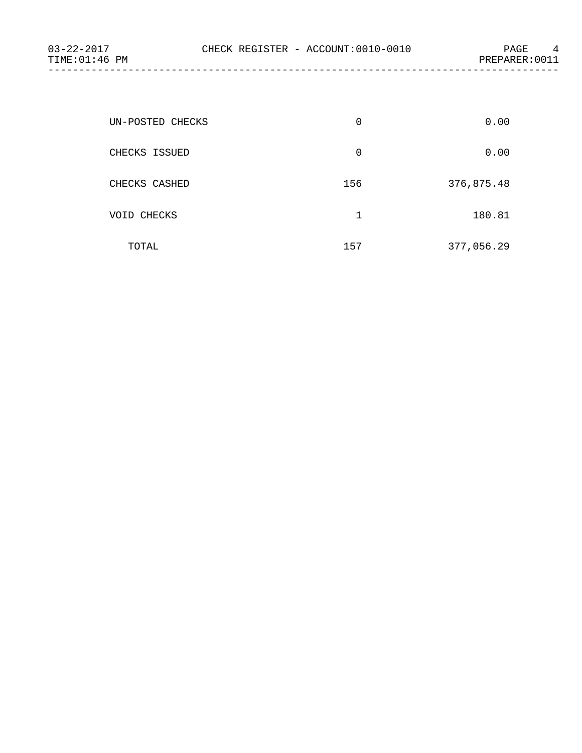| | | |
|---|---|---|
| UN-POSTED CHECKS | 0 | 0.00 |
| CHECKS ISSUED | 0 | 0.00 |
| CHECKS CASHED | 156 | 376,875.48 |
| VOID CHECKS | 1 | 180.81 |
| TOTAL | 157 | 377,056.29 |